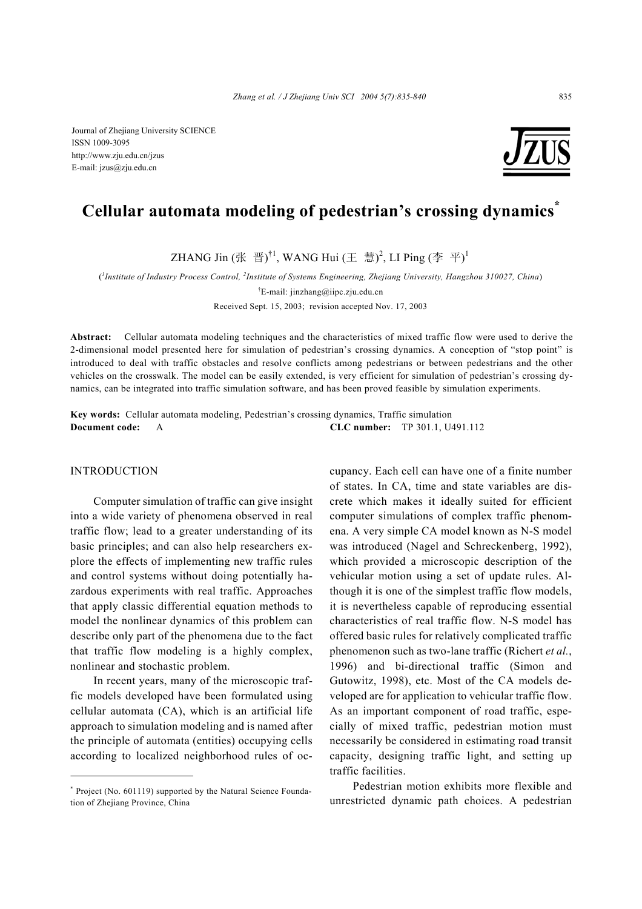Journal of Zhejiang University SCIENCE
ISSN 1009-3095
http://www.zju.edu.cn/jzus
E-mail: jzus@zju.edu.cn

# Cellular automata modeling of pedestrian's crossing dynamics*

ZHANG Jin (张 晋)[†1], WANG Hui (王 慧)[2], LI Ping (李 平)[1]

([1]*Institute of Industry Process Control*, [2]*Institute of Systems Engineering, Zhejiang University, Hangzhou 310027, China*)

[†]E-mail: jinzhang@iipc.zju.edu.cn

Received Sept. 15, 2003; revision accepted Nov. 17, 2003

**Abstract:** Cellular automata modeling techniques and the characteristics of mixed traffic flow were used to derive the 2-dimensional model presented here for simulation of pedestrian's crossing dynamics. A conception of "stop point" is introduced to deal with traffic obstacles and resolve conflicts among pedestrians or between pedestrians and the other vehicles on the crosswalk. The model can be easily extended, is very efficient for simulation of pedestrian's crossing dynamics, can be integrated into traffic simulation software, and has been proved feasible by simulation experiments.

**Key words:** Cellular automata modeling, Pedestrian's crossing dynamics, Traffic simulation
**Document code:** A **CLC number:** TP 301.1, U491.112

## INTRODUCTION

Computer simulation of traffic can give insight into a wide variety of phenomena observed in real traffic flow; lead to a greater understanding of its basic principles; and can also help researchers explore the effects of implementing new traffic rules and control systems without doing potentially hazardous experiments with real traffic. Approaches that apply classic differential equation methods to model the nonlinear dynamics of this problem can describe only part of the phenomena due to the fact that traffic flow modeling is a highly complex, nonlinear and stochastic problem.

In recent years, many of the microscopic traffic models developed have been formulated using cellular automata (CA), which is an artificial life approach to simulation modeling and is named after the principle of automata (entities) occupying cells according to localized neighborhood rules of occupancy. Each cell can have one of a finite number of states. In CA, time and state variables are discrete which makes it ideally suited for efficient computer simulations of complex traffic phenomena. A very simple CA model known as N-S model was introduced (Nagel and Schreckenberg, 1992), which provided a microscopic description of the vehicular motion using a set of update rules. Although it is one of the simplest traffic flow models, it is nevertheless capable of reproducing essential characteristics of real traffic flow. N-S model has offered basic rules for relatively complicated traffic phenomenon such as two-lane traffic (Richert *et al.*, 1996) and bi-directional traffic (Simon and Gutowitz, 1998), etc. Most of the CA models developed are for application to vehicular traffic flow. As an important component of road traffic, especially of mixed traffic, pedestrian motion must necessarily be considered in estimating road transit capacity, designing traffic light, and setting up traffic facilities.

Pedestrian motion exhibits more flexible and unrestricted dynamic path choices. A pedestrian

---

* Project (No. 601119) supported by the Natural Science Foundation of Zhejiang Province, China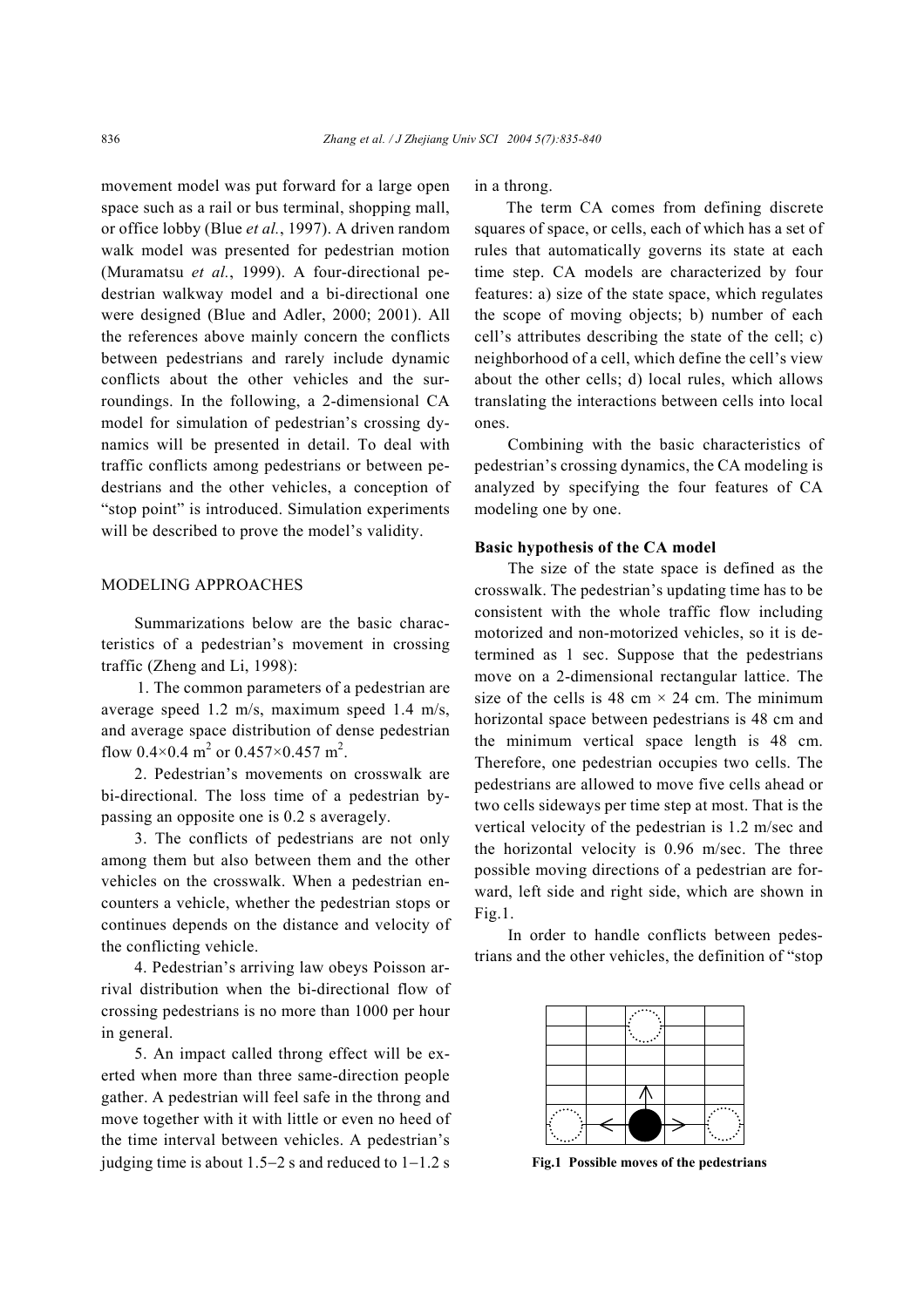movement model was put forward for a large open space such as a rail or bus terminal, shopping mall, or office lobby (Blue *et al.*, 1997). A driven random walk model was presented for pedestrian motion (Muramatsu *et al.*, 1999). A four-directional pedestrian walkway model and a bi-directional one were designed (Blue and Adler, 2000; 2001). All the references above mainly concern the conflicts between pedestrians and rarely include dynamic conflicts about the other vehicles and the surroundings. In the following, a 2-dimensional CA model for simulation of pedestrian's crossing dynamics will be presented in detail. To deal with traffic conflicts among pedestrians or between pedestrians and the other vehicles, a conception of "stop point" is introduced. Simulation experiments will be described to prove the model's validity.

## MODELING APPROACHES

Summarizations below are the basic characteristics of a pedestrian's movement in crossing traffic (Zheng and Li, 1998):

1. The common parameters of a pedestrian are average speed 1.2 m/s, maximum speed 1.4 m/s, and average space distribution of dense pedestrian flow $0.4\times0.4$ m$^2$ or $0.457\times0.457$ m$^2$.

2. Pedestrian's movements on crosswalk are bi-directional. The loss time of a pedestrian bypassing an opposite one is 0.2 s averagely.

3. The conflicts of pedestrians are not only among them but also between them and the other vehicles on the crosswalk. When a pedestrian encounters a vehicle, whether the pedestrian stops or continues depends on the distance and velocity of the conflicting vehicle.

4. Pedestrian's arriving law obeys Poisson arrival distribution when the bi-directional flow of crossing pedestrians is no more than 1000 per hour in general.

5. An impact called throng effect will be exerted when more than three same-direction people gather. A pedestrian will feel safe in the throng and move together with it with little or even no heed of the time interval between vehicles. A pedestrian's judging time is about 1.5−2 s and reduced to 1−1.2 s in a throng.

The term CA comes from defining discrete squares of space, or cells, each of which has a set of rules that automatically governs its state at each time step. CA models are characterized by four features: a) size of the state space, which regulates the scope of moving objects; b) number of each cell's attributes describing the state of the cell; c) neighborhood of a cell, which define the cell's view about the other cells; d) local rules, which allows translating the interactions between cells into local ones.

Combining with the basic characteristics of pedestrian's crossing dynamics, the CA modeling is analyzed by specifying the four features of CA modeling one by one.

### Basic hypothesis of the CA model

The size of the state space is defined as the crosswalk. The pedestrian's updating time has to be consistent with the whole traffic flow including motorized and non-motorized vehicles, so it is determined as 1 sec. Suppose that the pedestrians move on a 2-dimensional rectangular lattice. The size of the cells is 48 cm × 24 cm. The minimum horizontal space between pedestrians is 48 cm and the minimum vertical space length is 48 cm. Therefore, one pedestrian occupies two cells. The pedestrians are allowed to move five cells ahead or two cells sideways per time step at most. That is the vertical velocity of the pedestrian is 1.2 m/sec and the horizontal velocity is 0.96 m/sec. The three possible moving directions of a pedestrian are forward, left side and right side, which are shown in Fig.1.

In order to handle conflicts between pedestrians and the other vehicles, the definition of "stop

**Fig.1 Possible moves of the pedestrians**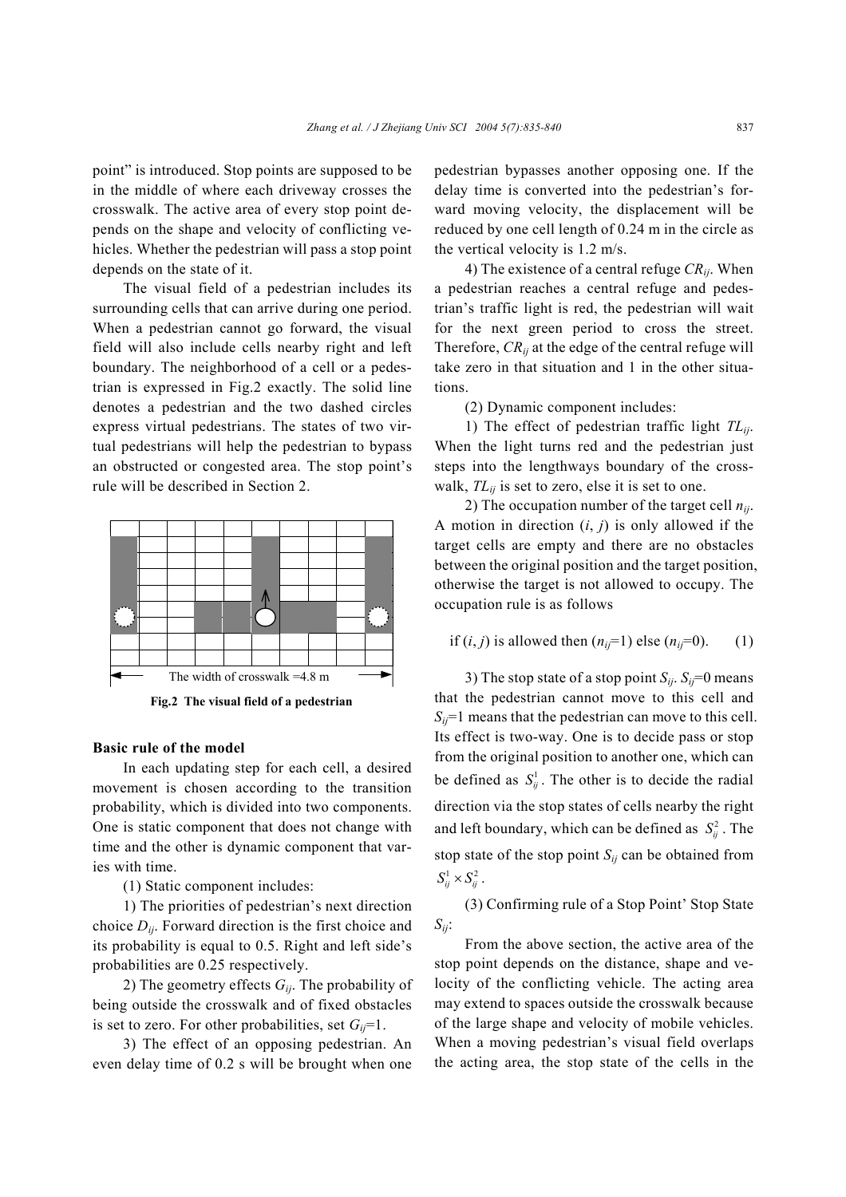point" is introduced. Stop points are supposed to be in the middle of where each driveway crosses the crosswalk. The active area of every stop point depends on the shape and velocity of conflicting vehicles. Whether the pedestrian will pass a stop point depends on the state of it.

The visual field of a pedestrian includes its surrounding cells that can arrive during one period. When a pedestrian cannot go forward, the visual field will also include cells nearby right and left boundary. The neighborhood of a cell or a pedestrian is expressed in Fig.2 exactly. The solid line denotes a pedestrian and the two dashed circles express virtual pedestrians. The states of two virtual pedestrians will help the pedestrian to bypass an obstructed or congested area. The stop point's rule will be described in Section 2.

The width of crosswalk =4.8 m

**Fig.2 The visual field of a pedestrian**

### Basic rule of the model

In each updating step for each cell, a desired movement is chosen according to the transition probability, which is divided into two components. One is static component that does not change with time and the other is dynamic component that varies with time.

(1) Static component includes:

1) The priorities of pedestrian's next direction choice $D_{ij}$. Forward direction is the first choice and its probability is equal to 0.5. Right and left side's probabilities are 0.25 respectively.

2) The geometry effects $G_{ij}$. The probability of being outside the crosswalk and of fixed obstacles is set to zero. For other probabilities, set $G_{ij}$=1.

3) The effect of an opposing pedestrian. An even delay time of 0.2 s will be brought when one pedestrian bypasses another opposing one. If the delay time is converted into the pedestrian's forward moving velocity, the displacement will be reduced by one cell length of 0.24 m in the circle as the vertical velocity is 1.2 m/s.

4) The existence of a central refuge $CR_{ij}$. When a pedestrian reaches a central refuge and pedestrian's traffic light is red, the pedestrian will wait for the next green period to cross the street. Therefore, $CR_{ij}$ at the edge of the central refuge will take zero in that situation and 1 in the other situations.

(2) Dynamic component includes:

1) The effect of pedestrian traffic light $TL_{ij}$. When the light turns red and the pedestrian just steps into the lengthways boundary of the crosswalk, $TL_{ij}$ is set to zero, else it is set to one.

2) The occupation number of the target cell $n_{ij}$. A motion in direction ($i$, $j$) is only allowed if the target cells are empty and there are no obstacles between the original position and the target position, otherwise the target is not allowed to occupy. The occupation rule is as follows

$$\text{if } (i, j) \text{ is allowed then } (n_{ij}=1) \text{ else } (n_{ij}=0). \qquad (1)$$

3) The stop state of a stop point $S_{ij}$. $S_{ij}$=0 means that the pedestrian cannot move to this cell and $S_{ij}$=1 means that the pedestrian can move to this cell. Its effect is two-way. One is to decide pass or stop from the original position to another one, which can be defined as $S_{ij}^1$. The other is to decide the radial direction via the stop states of cells nearby the right and left boundary, which can be defined as $S_{ij}^2$. The stop state of the stop point $S_{ij}$ can be obtained from $S_{ij}^1 \times S_{ij}^2$.

(3) Confirming rule of a Stop Point' Stop State $S_{ij}$:

From the above section, the active area of the stop point depends on the distance, shape and velocity of the conflicting vehicle. The acting area may extend to spaces outside the crosswalk because of the large shape and velocity of mobile vehicles. When a moving pedestrian's visual field overlaps the acting area, the stop state of the cells in the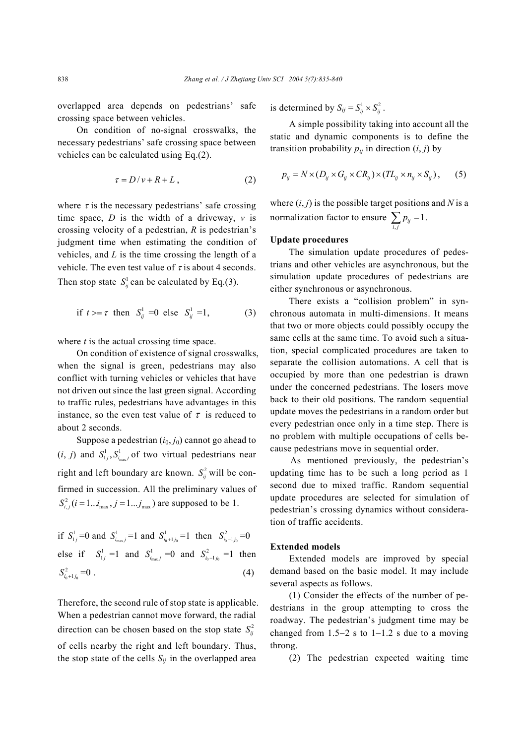overlapped area depends on pedestrians' safe crossing space between vehicles.

On condition of no-signal crosswalks, the necessary pedestrians' safe crossing space between vehicles can be calculated using Eq.(2).

$$\tau = D/v + R + L\,, \tag{2}$$

where $\tau$ is the necessary pedestrians' safe crossing time space, $D$ is the width of a driveway, $v$ is crossing velocity of a pedestrian, $R$ is pedestrian's judgment time when estimating the condition of vehicles, and $L$ is the time crossing the length of a vehicle. The even test value of $\tau$ is about 4 seconds. Then stop state $S_{ij}^1$ can be calculated by Eq.(3).

$$\text{if } t >= \tau \text{ then } S_{ij}^1 = 0 \text{ else } S_{ij}^1 = 1, \tag{3}$$

where $t$ is the actual crossing time space.

On condition of existence of signal crosswalks, when the signal is green, pedestrians may also conflict with turning vehicles or vehicles that have not driven out since the last green signal. According to traffic rules, pedestrians have advantages in this instance, so the even test value of $\tau$ is reduced to about 2 seconds.

Suppose a pedestrian $(i_0, j_0)$ cannot go ahead to $(i, j)$ and $S_{1j}^1, S_{i_{\max}j}^1$ of two virtual pedestrians near right and left boundary are known. $S_{ij}^2$ will be confirmed in succession. All the preliminary values of $S_{i,j}^2\ (i = 1...i_{\max}, j = 1...j_{\max})$ are supposed to be 1.

$$\text{if } S_{1j}^1 = 0 \text{ and } S_{i_{\max}j}^1 = 1 \text{ and } S_{i_0+1j_0}^1 = 1 \text{ then } S_{i_0-1j_0}^2 = 0$$
$$\text{else if } S_{1j}^1 = 1 \text{ and } S_{i_{\max}j}^1 = 0 \text{ and } S_{i_0-1j_0}^2 = 1 \text{ then } S_{i_0+1j_0}^2 = 0\,. \tag{4}$$

Therefore, the second rule of stop state is applicable. When a pedestrian cannot move forward, the radial direction can be chosen based on the stop state $S_{ij}^2$ of cells nearby the right and left boundary. Thus, the stop state of the cells $S_{ij}$ in the overlapped area is determined by $S_{ij} = S_{ij}^1 \times S_{ij}^2$.

A simple possibility taking into account all the static and dynamic components is to define the transition probability $p_{ij}$ in direction $(i, j)$ by

$$p_{ij} = N \times (D_{ij} \times G_{ij} \times CR_{ij}) \times (TL_{ij} \times n_{ij} \times S_{ij})\,, \tag{5}$$

where $(i, j)$ is the possible target positions and $N$ is a normalization factor to ensure $\sum_{i,j} p_{ij} = 1$.

**Update procedures**

The simulation update procedures of pedestrians and other vehicles are asynchronous, but the simulation update procedures of pedestrians are either synchronous or asynchronous.

There exists a "collision problem" in synchronous automata in multi-dimensions. It means that two or more objects could possibly occupy the same cells at the same time. To avoid such a situation, special complicated procedures are taken to separate the collision automations. A cell that is occupied by more than one pedestrian is drawn under the concerned pedestrians. The losers move back to their old positions. The random sequential update moves the pedestrians in a random order but every pedestrian once only in a time step. There is no problem with multiple occupations of cells because pedestrians move in sequential order.

As mentioned previously, the pedestrian's updating time has to be such a long period as 1 second due to mixed traffic. Random sequential update procedures are selected for simulation of pedestrian's crossing dynamics without consideration of traffic accidents.

**Extended models**

Extended models are improved by special demand based on the basic model. It may include several aspects as follows.

(1) Consider the effects of the number of pedestrians in the group attempting to cross the roadway. The pedestrian's judgment time may be changed from 1.5−2 s to 1−1.2 s due to a moving throng.

(2) The pedestrian expected waiting time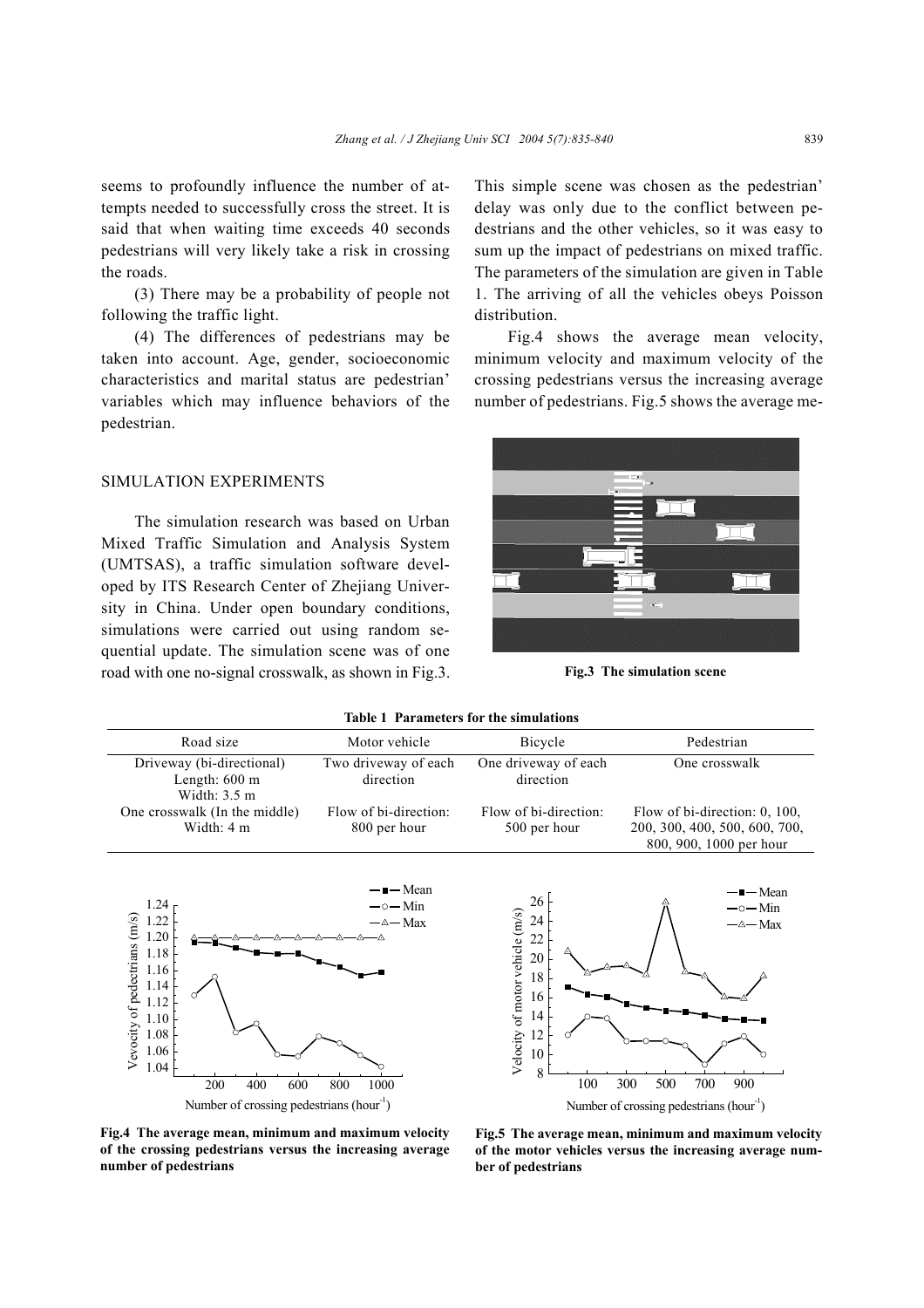seems to profoundly influence the number of attempts needed to successfully cross the street. It is said that when waiting time exceeds 40 seconds pedestrians will very likely take a risk in crossing the roads.

(3) There may be a probability of people not following the traffic light.

(4) The differences of pedestrians may be taken into account. Age, gender, socioeconomic characteristics and marital status are pedestrian' variables which may influence behaviors of the pedestrian.

## SIMULATION EXPERIMENTS

The simulation research was based on Urban Mixed Traffic Simulation and Analysis System (UMTSAS), a traffic simulation software developed by ITS Research Center of Zhejiang University in China. Under open boundary conditions, simulations were carried out using random sequential update. The simulation scene was of one road with one no-signal crosswalk, as shown in Fig.3. This simple scene was chosen as the pedestrian' delay was only due to the conflict between pedestrians and the other vehicles, so it was easy to sum up the impact of pedestrians on mixed traffic. The parameters of the simulation are given in Table 1. The arriving of all the vehicles obeys Poisson distribution.

Fig.4 shows the average mean velocity, minimum velocity and maximum velocity of the crossing pedestrians versus the increasing average number of pedestrians. Fig.5 shows the average me-

**Fig.3 The simulation scene**

**Table 1 Parameters for the simulations**

| Road size | Motor vehicle | Bicycle | Pedestrian |
|---|---|---|---|
| Driveway (bi-directional) Length: 600 m Width: 3.5 m | Two driveway of each direction | One driveway of each direction | One crosswalk |
| One crosswalk (In the middle) Width: 4 m | Flow of bi-direction: 800 per hour | Flow of bi-direction: 500 per hour | Flow of bi-direction: 0, 100, 200, 300, 400, 500, 600, 700, 800, 900, 1000 per hour |

**Fig.4 The average mean, minimum and maximum velocity of the crossing pedestrians versus the increasing average number of pedestrians**

**Fig.5 The average mean, minimum and maximum velocity of the motor vehicles versus the increasing average number of pedestrians**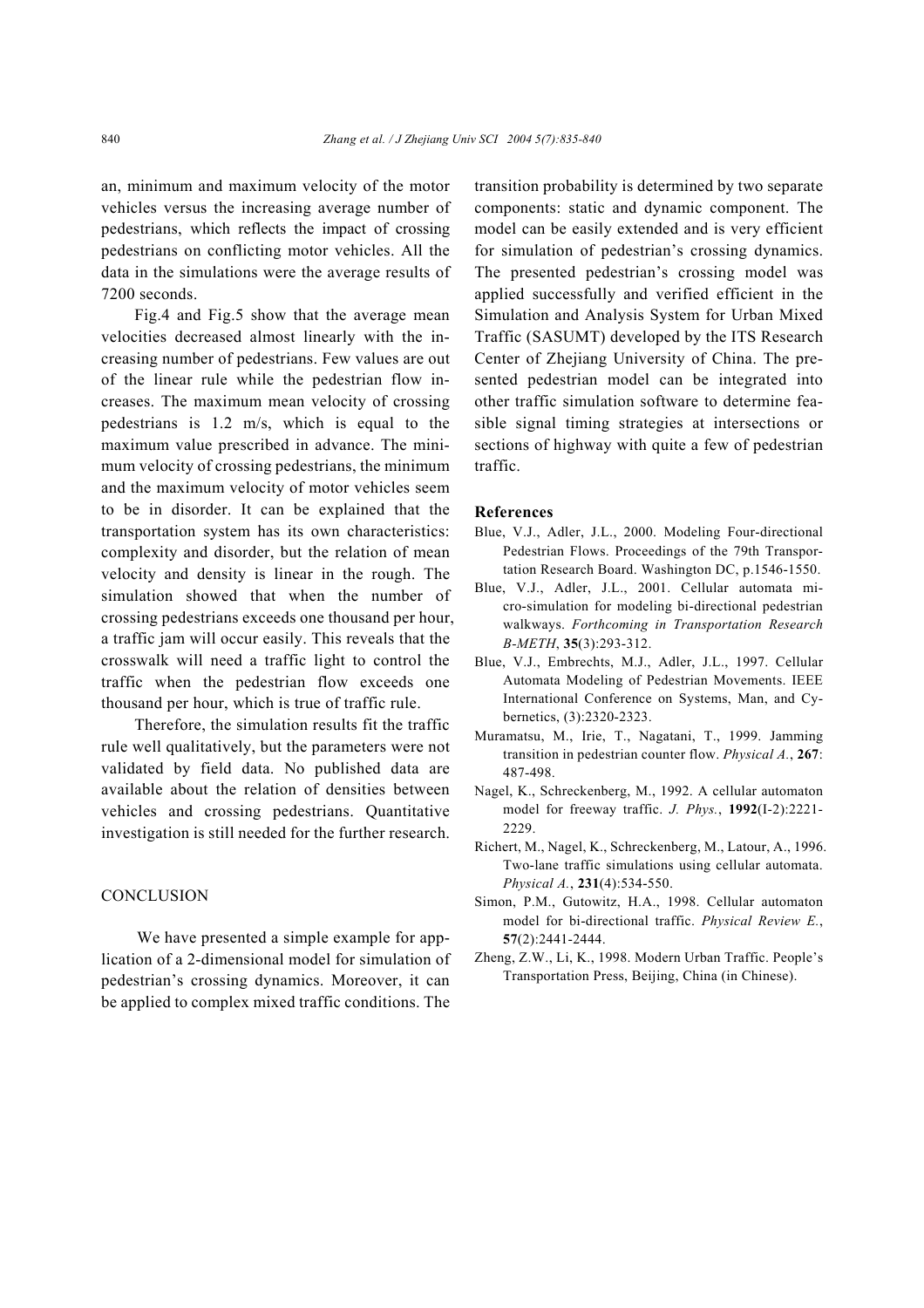an, minimum and maximum velocity of the motor vehicles versus the increasing average number of pedestrians, which reflects the impact of crossing pedestrians on conflicting motor vehicles. All the data in the simulations were the average results of 7200 seconds.

Fig.4 and Fig.5 show that the average mean velocities decreased almost linearly with the increasing number of pedestrians. Few values are out of the linear rule while the pedestrian flow increases. The maximum mean velocity of crossing pedestrians is 1.2 m/s, which is equal to the maximum value prescribed in advance. The minimum velocity of crossing pedestrians, the minimum and the maximum velocity of motor vehicles seem to be in disorder. It can be explained that the transportation system has its own characteristics: complexity and disorder, but the relation of mean velocity and density is linear in the rough. The simulation showed that when the number of crossing pedestrians exceeds one thousand per hour, a traffic jam will occur easily. This reveals that the crosswalk will need a traffic light to control the traffic when the pedestrian flow exceeds one thousand per hour, which is true of traffic rule.

Therefore, the simulation results fit the traffic rule well qualitatively, but the parameters were not validated by field data. No published data are available about the relation of densities between vehicles and crossing pedestrians. Quantitative investigation is still needed for the further research.

## CONCLUSION

We have presented a simple example for application of a 2-dimensional model for simulation of pedestrian's crossing dynamics. Moreover, it can be applied to complex mixed traffic conditions. The transition probability is determined by two separate components: static and dynamic component. The model can be easily extended and is very efficient for simulation of pedestrian's crossing dynamics. The presented pedestrian's crossing model was applied successfully and verified efficient in the Simulation and Analysis System for Urban Mixed Traffic (SASUMT) developed by the ITS Research Center of Zhejiang University of China. The presented pedestrian model can be integrated into other traffic simulation software to determine feasible signal timing strategies at intersections or sections of highway with quite a few of pedestrian traffic.

## References

Blue, V.J., Adler, J.L., 2000. Modeling Four-directional Pedestrian Flows. Proceedings of the 79th Transportation Research Board. Washington DC, p.1546-1550.

Blue, V.J., Adler, J.L., 2001. Cellular automata micro-simulation for modeling bi-directional pedestrian walkways. *Forthcoming in Transportation Research B-METH*, **35**(3):293-312.

Blue, V.J., Embrechts, M.J., Adler, J.L., 1997. Cellular Automata Modeling of Pedestrian Movements. IEEE International Conference on Systems, Man, and Cybernetics, (3):2320-2323.

Muramatsu, M., Irie, T., Nagatani, T., 1999. Jamming transition in pedestrian counter flow. *Physical A.*, **267**: 487-498.

Nagel, K., Schreckenberg, M., 1992. A cellular automaton model for freeway traffic. *J. Phys.*, **1992**(I-2):2221-2229.

Richert, M., Nagel, K., Schreckenberg, M., Latour, A., 1996. Two-lane traffic simulations using cellular automata. *Physical A.*, **231**(4):534-550.

Simon, P.M., Gutowitz, H.A., 1998. Cellular automaton model for bi-directional traffic. *Physical Review E.*, **57**(2):2441-2444.

Zheng, Z.W., Li, K., 1998. Modern Urban Traffic. People's Transportation Press, Beijing, China (in Chinese).